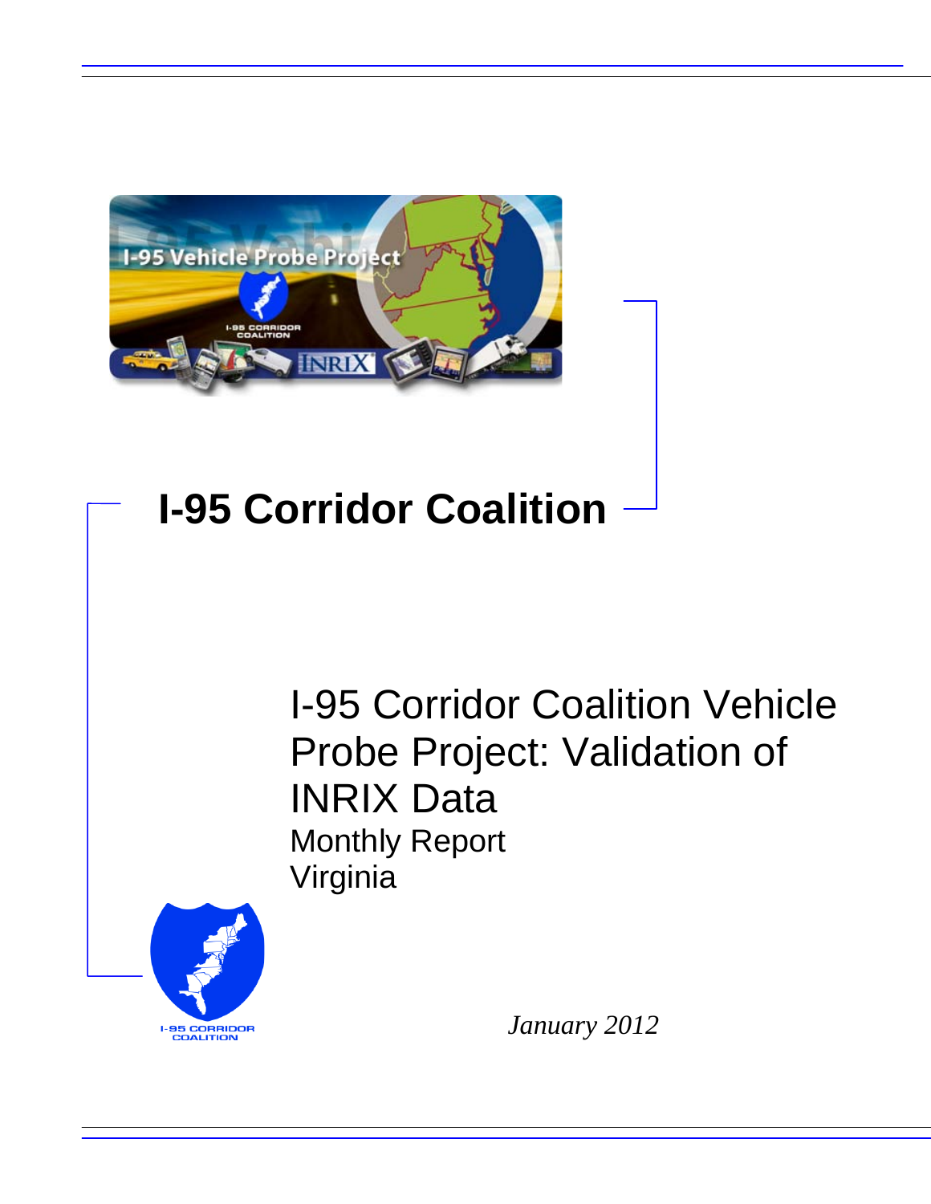# I-95 Corridor Coalition

## I-95 Corridor Coalition Vehicle Probe Project: Validation of INRIX Data

Monthly Report

Virginia

*January 2012*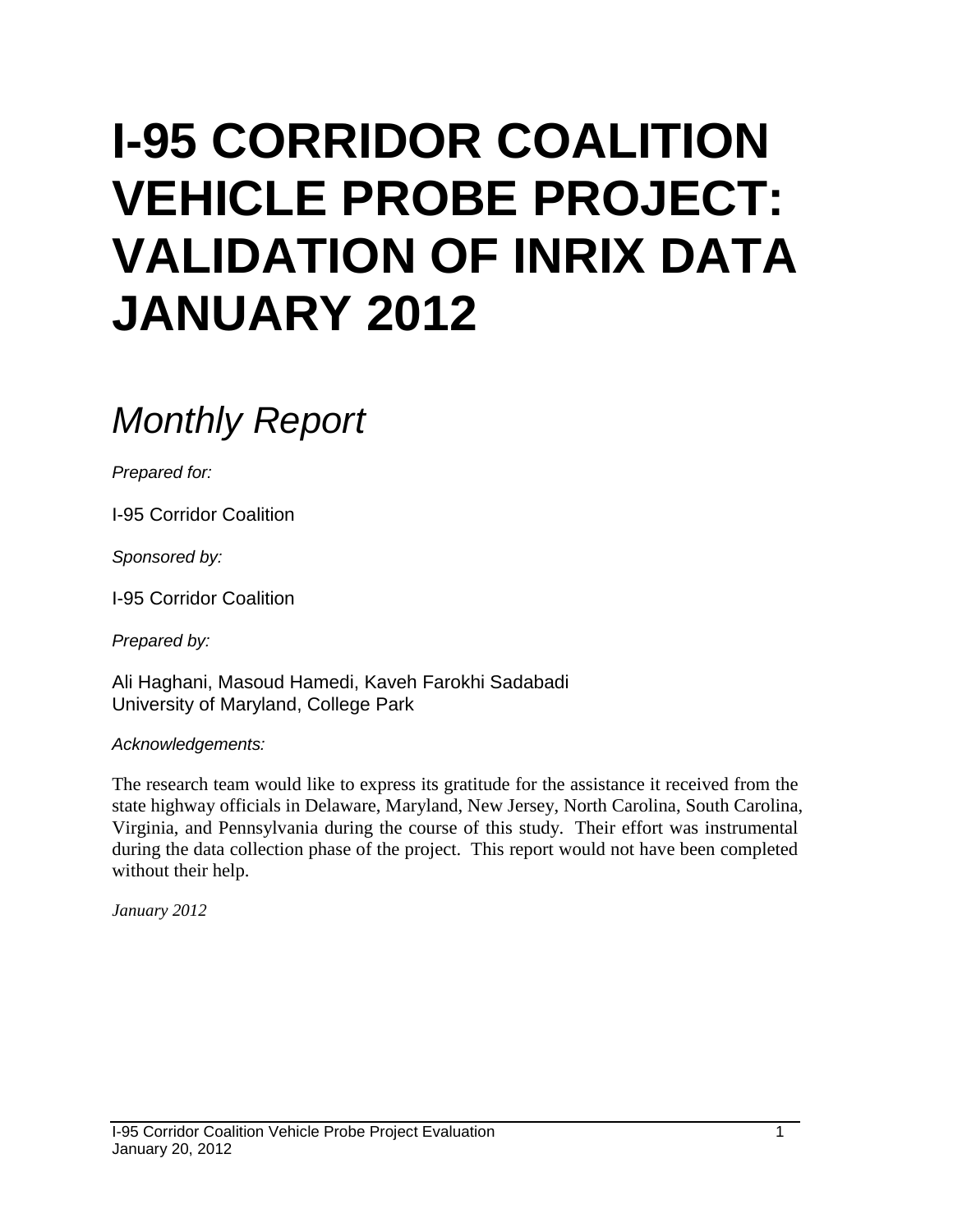# I-95 CORRIDOR COALITION VEHICLE PROBE PROJECT: VALIDATION OF INRIX DATA JANUARY 2012

## *Monthly Report*

*Prepared for:*

I-95 Corridor Coalition

*Sponsored by:*

I-95 Corridor Coalition

*Prepared by:*

Ali Haghani, Masoud Hamedi, Kaveh Farokhi Sadabadi
University of Maryland, College Park

*Acknowledgements:*

The research team would like to express its gratitude for the assistance it received from the state highway officials in Delaware, Maryland, New Jersey, North Carolina, South Carolina, Virginia, and Pennsylvania during the course of this study. Their effort was instrumental during the data collection phase of the project. This report would not have been completed without their help.

*January 2012*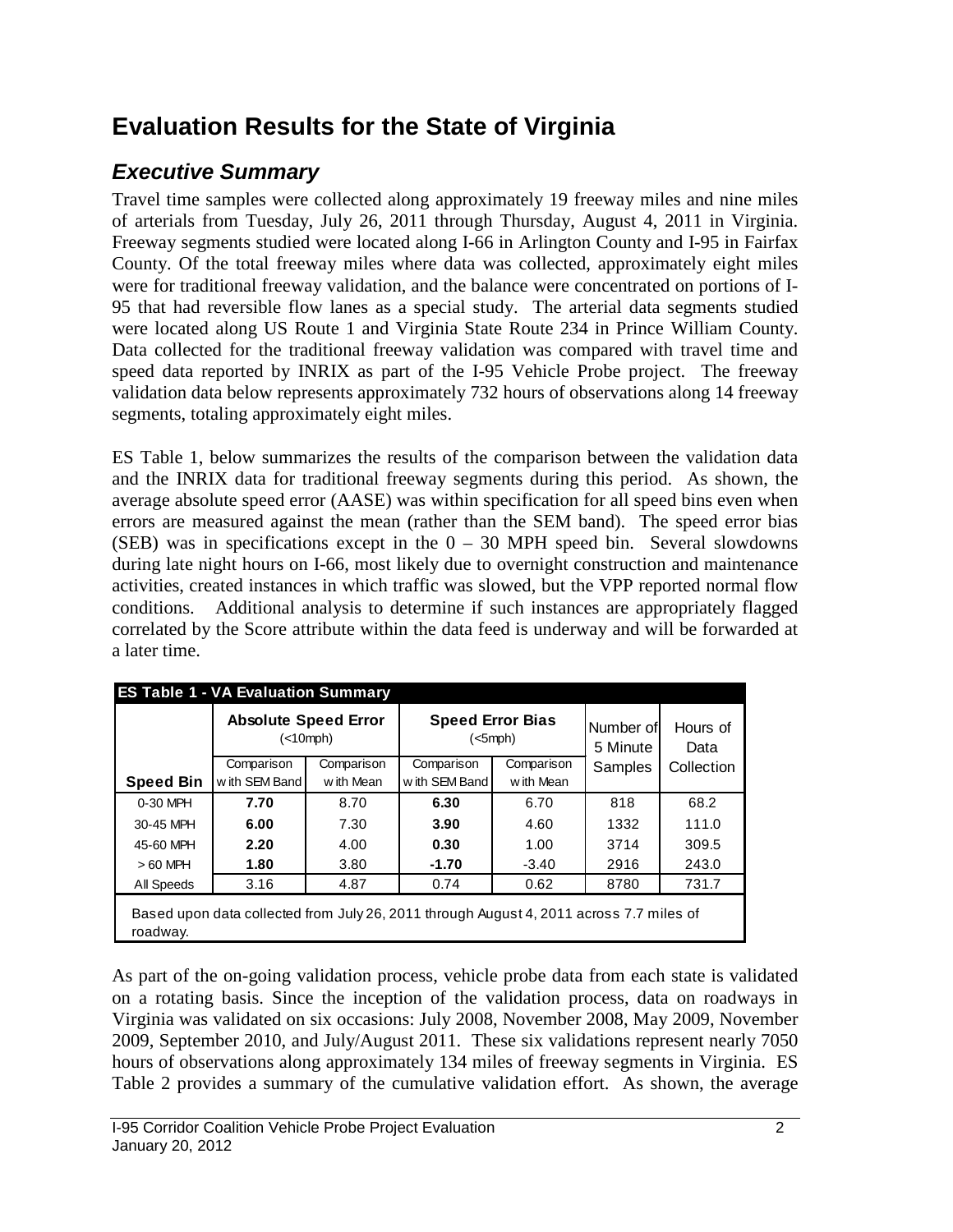# Evaluation Results for the State of Virginia

## *Executive Summary*

Travel time samples were collected along approximately 19 freeway miles and nine miles of arterials from Tuesday, July 26, 2011 through Thursday, August 4, 2011 in Virginia. Freeway segments studied were located along I-66 in Arlington County and I-95 in Fairfax County. Of the total freeway miles where data was collected, approximately eight miles were for traditional freeway validation, and the balance were concentrated on portions of I-95 that had reversible flow lanes as a special study. The arterial data segments studied were located along US Route 1 and Virginia State Route 234 in Prince William County. Data collected for the traditional freeway validation was compared with travel time and speed data reported by INRIX as part of the I-95 Vehicle Probe project. The freeway validation data below represents approximately 732 hours of observations along 14 freeway segments, totaling approximately eight miles.

ES Table 1, below summarizes the results of the comparison between the validation data and the INRIX data for traditional freeway segments during this period. As shown, the average absolute speed error (AASE) was within specification for all speed bins even when errors are measured against the mean (rather than the SEM band). The speed error bias (SEB) was in specifications except in the 0 – 30 MPH speed bin. Several slowdowns during late night hours on I-66, most likely due to overnight construction and maintenance activities, created instances in which traffic was slowed, but the VPP reported normal flow conditions. Additional analysis to determine if such instances are appropriately flagged correlated by the Score attribute within the data feed is underway and will be forwarded at a later time.

**ES Table 1 - VA Evaluation Summary**

| | **Absolute Speed Error** (<10mph) | | **Speed Error Bias** (<5mph) | | Number of 5 Minute Samples | Hours of Data Collection |
|---|---|---|---|---|---|---|
| **Speed Bin** | Comparison with SEM Band | Comparison with Mean | Comparison with SEM Band | Comparison with Mean | | |
| 0-30 MPH | **7.70** | 8.70 | **6.30** | 6.70 | 818 | 68.2 |
| 30-45 MPH | **6.00** | 7.30 | **3.90** | 4.60 | 1332 | 111.0 |
| 45-60 MPH | **2.20** | 4.00 | **0.30** | 1.00 | 3714 | 309.5 |
| > 60 MPH | **1.80** | 3.80 | **-1.70** | -3.40 | 2916 | 243.0 |
| All Speeds | 3.16 | 4.87 | 0.74 | 0.62 | 8780 | 731.7 |

Based upon data collected from July 26, 2011 through August 4, 2011 across 7.7 miles of roadway.

As part of the on-going validation process, vehicle probe data from each state is validated on a rotating basis. Since the inception of the validation process, data on roadways in Virginia was validated on six occasions: July 2008, November 2008, May 2009, November 2009, September 2010, and July/August 2011. These six validations represent nearly 7050 hours of observations along approximately 134 miles of freeway segments in Virginia. ES Table 2 provides a summary of the cumulative validation effort. As shown, the average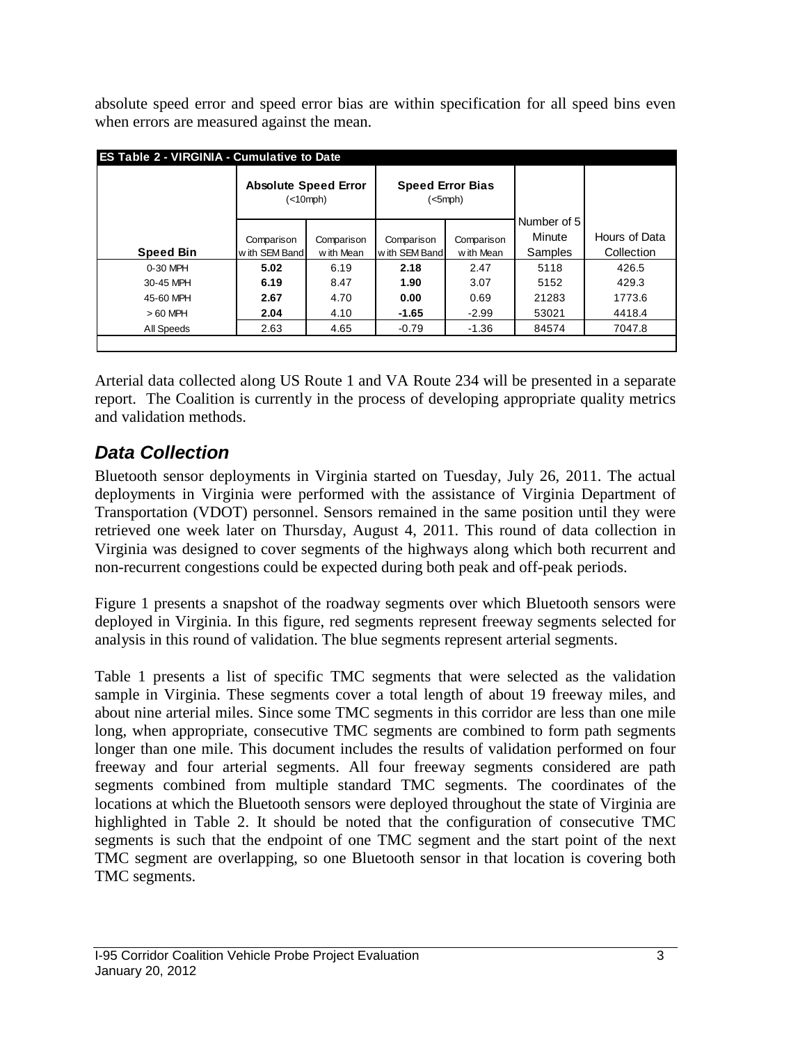absolute speed error and speed error bias are within specification for all speed bins even when errors are measured against the mean.

| ES Table 2 - VIRGINIA - Cumulative to Date | | | | | | |
|---|---|---|---|---|---|---|
| | **Absolute Speed Error** (<10mph) | | **Speed Error Bias** (<5mph) | | | |
| **Speed Bin** | Comparison with SEM Band | Comparison with Mean | Comparison with SEM Band | Comparison with Mean | Number of 5 Minute Samples | Hours of Data Collection |
| 0-30 MPH | **5.02** | 6.19 | **2.18** | 2.47 | 5118 | 426.5 |
| 30-45 MPH | **6.19** | 8.47 | **1.90** | 3.07 | 5152 | 429.3 |
| 45-60 MPH | **2.67** | 4.70 | **0.00** | 0.69 | 21283 | 1773.6 |
| > 60 MPH | **2.04** | 4.10 | **-1.65** | -2.99 | 53021 | 4418.4 |
| All Speeds | 2.63 | 4.65 | -0.79 | -1.36 | 84574 | 7047.8 |

Arterial data collected along US Route 1 and VA Route 234 will be presented in a separate report. The Coalition is currently in the process of developing appropriate quality metrics and validation methods.

## *Data Collection*

Bluetooth sensor deployments in Virginia started on Tuesday, July 26, 2011. The actual deployments in Virginia were performed with the assistance of Virginia Department of Transportation (VDOT) personnel. Sensors remained in the same position until they were retrieved one week later on Thursday, August 4, 2011. This round of data collection in Virginia was designed to cover segments of the highways along which both recurrent and non-recurrent congestions could be expected during both peak and off-peak periods.

Figure 1 presents a snapshot of the roadway segments over which Bluetooth sensors were deployed in Virginia. In this figure, red segments represent freeway segments selected for analysis in this round of validation. The blue segments represent arterial segments.

Table 1 presents a list of specific TMC segments that were selected as the validation sample in Virginia. These segments cover a total length of about 19 freeway miles, and about nine arterial miles. Since some TMC segments in this corridor are less than one mile long, when appropriate, consecutive TMC segments are combined to form path segments longer than one mile. This document includes the results of validation performed on four freeway and four arterial segments. All four freeway segments considered are path segments combined from multiple standard TMC segments. The coordinates of the locations at which the Bluetooth sensors were deployed throughout the state of Virginia are highlighted in Table 2. It should be noted that the configuration of consecutive TMC segments is such that the endpoint of one TMC segment and the start point of the next TMC segment are overlapping, so one Bluetooth sensor in that location is covering both TMC segments.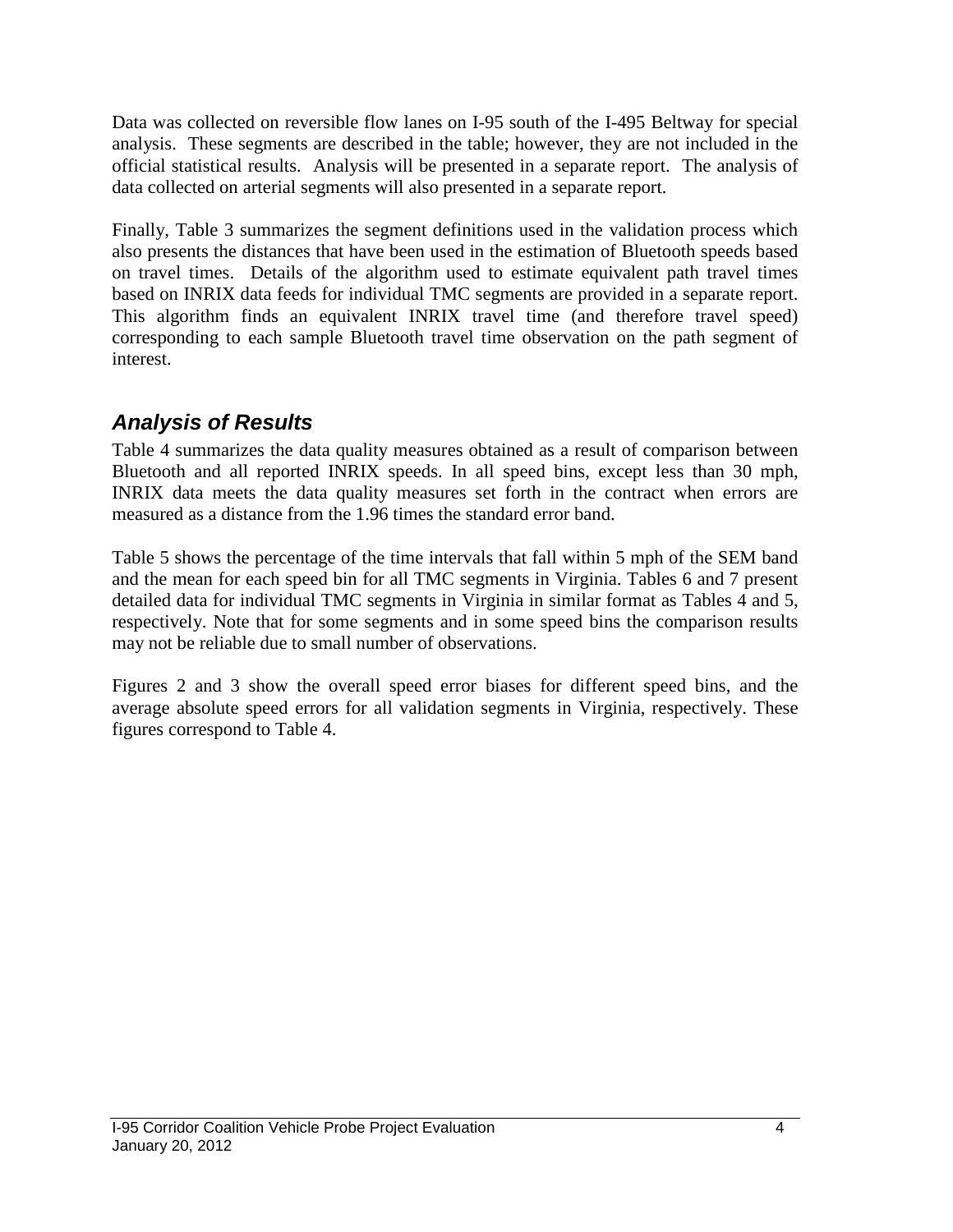Data was collected on reversible flow lanes on I-95 south of the I-495 Beltway for special analysis. These segments are described in the table; however, they are not included in the official statistical results. Analysis will be presented in a separate report. The analysis of data collected on arterial segments will also presented in a separate report.

Finally, Table 3 summarizes the segment definitions used in the validation process which also presents the distances that have been used in the estimation of Bluetooth speeds based on travel times. Details of the algorithm used to estimate equivalent path travel times based on INRIX data feeds for individual TMC segments are provided in a separate report. This algorithm finds an equivalent INRIX travel time (and therefore travel speed) corresponding to each sample Bluetooth travel time observation on the path segment of interest.

## *Analysis of Results*

Table 4 summarizes the data quality measures obtained as a result of comparison between Bluetooth and all reported INRIX speeds. In all speed bins, except less than 30 mph, INRIX data meets the data quality measures set forth in the contract when errors are measured as a distance from the 1.96 times the standard error band.

Table 5 shows the percentage of the time intervals that fall within 5 mph of the SEM band and the mean for each speed bin for all TMC segments in Virginia. Tables 6 and 7 present detailed data for individual TMC segments in Virginia in similar format as Tables 4 and 5, respectively. Note that for some segments and in some speed bins the comparison results may not be reliable due to small number of observations.

Figures 2 and 3 show the overall speed error biases for different speed bins, and the average absolute speed errors for all validation segments in Virginia, respectively. These figures correspond to Table 4.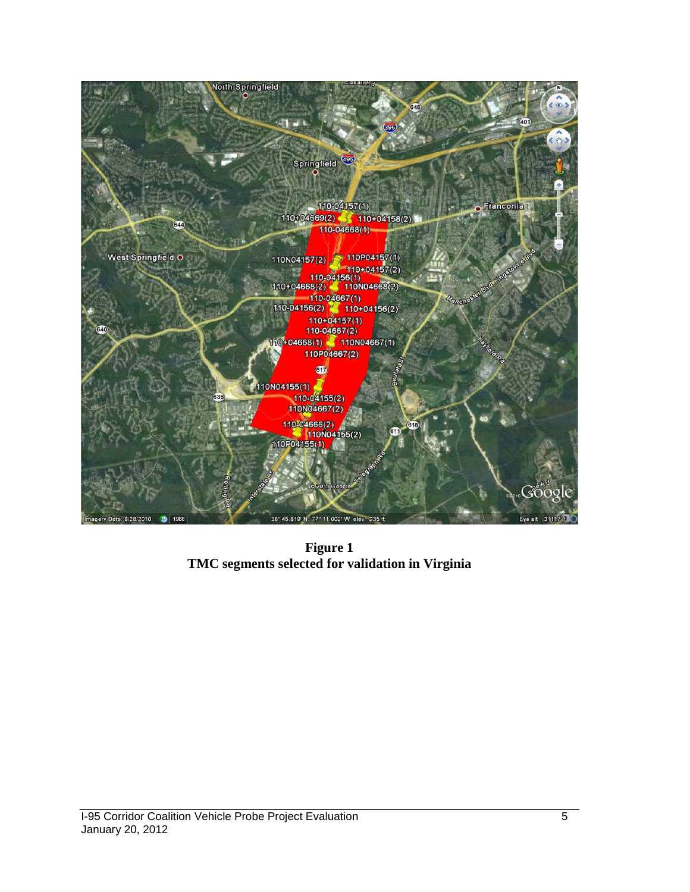**Figure 1**
**TMC segments selected for validation in Virginia**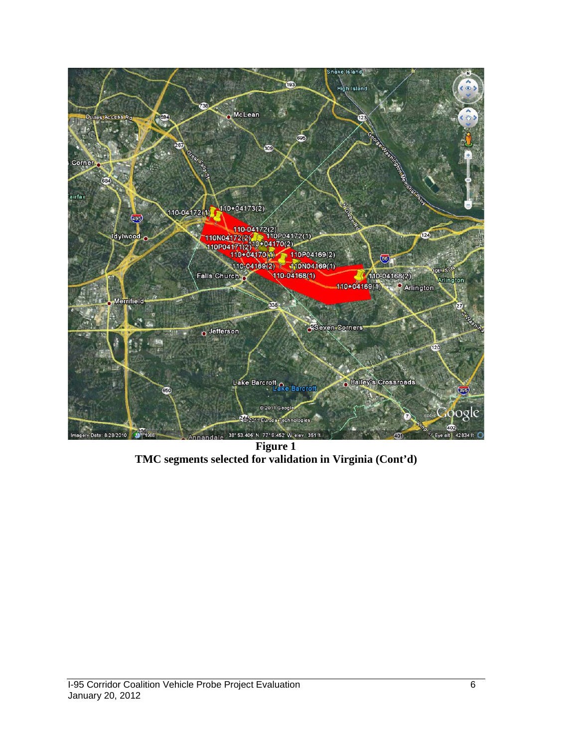**Figure 1**
**TMC segments selected for validation in Virginia (Cont'd)**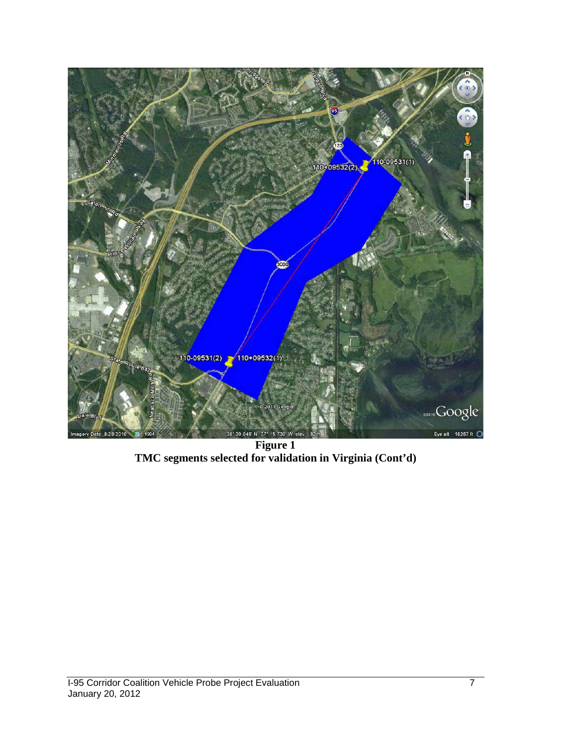**Figure 1**
**TMC segments selected for validation in Virginia (Cont'd)**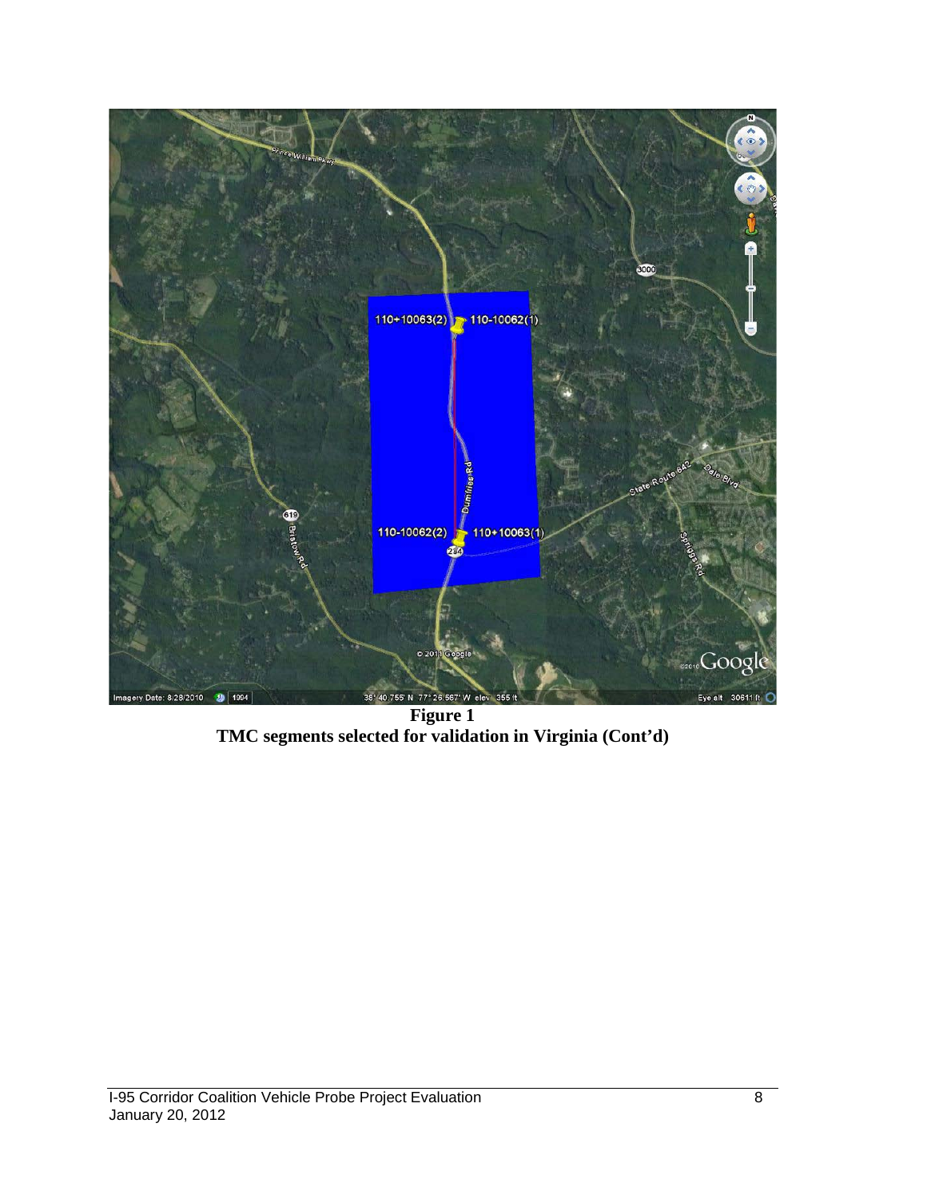**Figure 1**
**TMC segments selected for validation in Virginia (Cont'd)**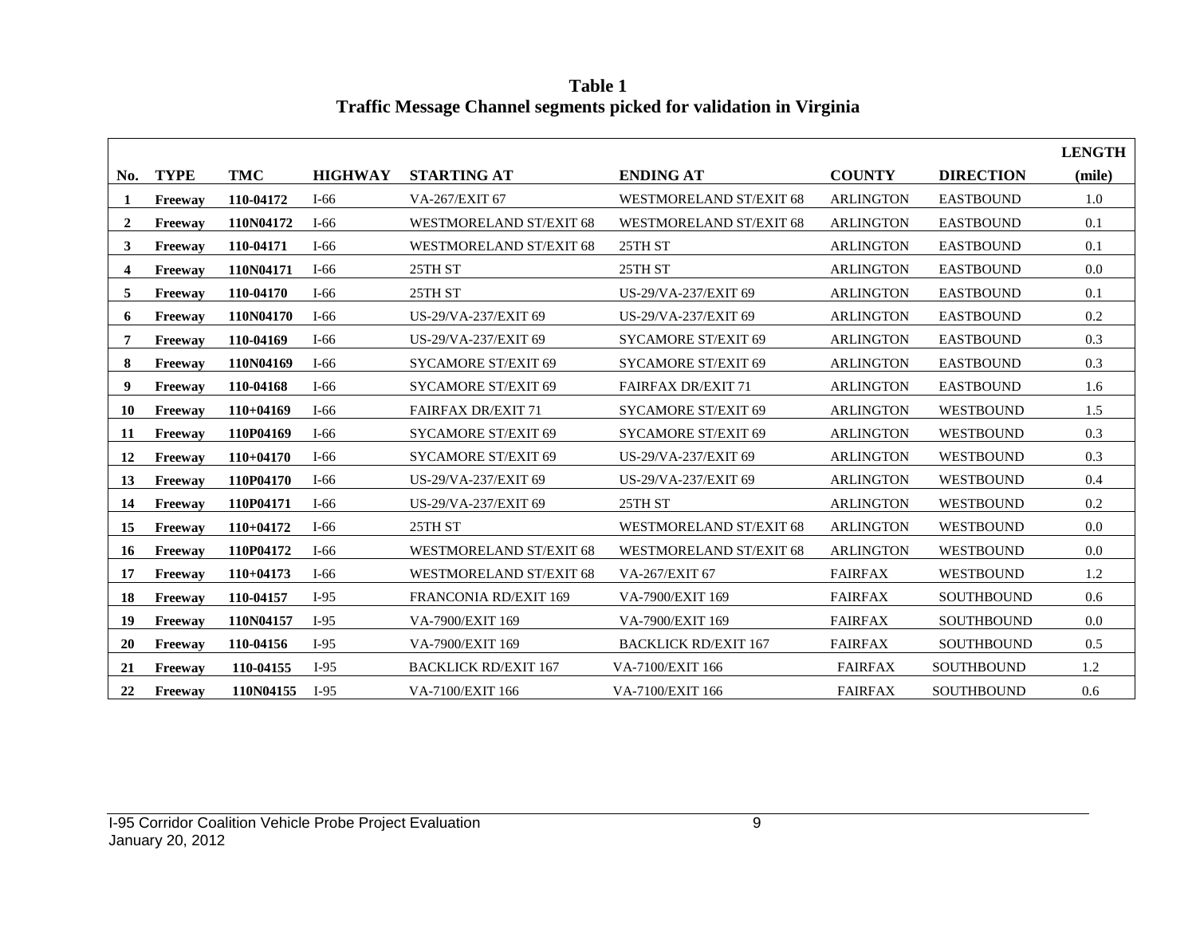**Table 1**
**Traffic Message Channel segments picked for validation in Virginia**

| No. | TYPE | TMC | HIGHWAY | STARTING AT | ENDING AT | COUNTY | DIRECTION | LENGTH (mile) |
|---|---|---|---|---|---|---|---|---|
| 1 | Freeway | 110-04172 | I-66 | VA-267/EXIT 67 | WESTMORELAND ST/EXIT 68 | ARLINGTON | EASTBOUND | 1.0 |
| 2 | Freeway | 110N04172 | I-66 | WESTMORELAND ST/EXIT 68 | WESTMORELAND ST/EXIT 68 | ARLINGTON | EASTBOUND | 0.1 |
| 3 | Freeway | 110-04171 | I-66 | WESTMORELAND ST/EXIT 68 | 25TH ST | ARLINGTON | EASTBOUND | 0.1 |
| 4 | Freeway | 110N04171 | I-66 | 25TH ST | 25TH ST | ARLINGTON | EASTBOUND | 0.0 |
| 5 | Freeway | 110-04170 | I-66 | 25TH ST | US-29/VA-237/EXIT 69 | ARLINGTON | EASTBOUND | 0.1 |
| 6 | Freeway | 110N04170 | I-66 | US-29/VA-237/EXIT 69 | US-29/VA-237/EXIT 69 | ARLINGTON | EASTBOUND | 0.2 |
| 7 | Freeway | 110-04169 | I-66 | US-29/VA-237/EXIT 69 | SYCAMORE ST/EXIT 69 | ARLINGTON | EASTBOUND | 0.3 |
| 8 | Freeway | 110N04169 | I-66 | SYCAMORE ST/EXIT 69 | SYCAMORE ST/EXIT 69 | ARLINGTON | EASTBOUND | 0.3 |
| 9 | Freeway | 110-04168 | I-66 | SYCAMORE ST/EXIT 69 | FAIRFAX DR/EXIT 71 | ARLINGTON | EASTBOUND | 1.6 |
| 10 | Freeway | 110+04169 | I-66 | FAIRFAX DR/EXIT 71 | SYCAMORE ST/EXIT 69 | ARLINGTON | WESTBOUND | 1.5 |
| 11 | Freeway | 110P04169 | I-66 | SYCAMORE ST/EXIT 69 | SYCAMORE ST/EXIT 69 | ARLINGTON | WESTBOUND | 0.3 |
| 12 | Freeway | 110+04170 | I-66 | SYCAMORE ST/EXIT 69 | US-29/VA-237/EXIT 69 | ARLINGTON | WESTBOUND | 0.3 |
| 13 | Freeway | 110P04170 | I-66 | US-29/VA-237/EXIT 69 | US-29/VA-237/EXIT 69 | ARLINGTON | WESTBOUND | 0.4 |
| 14 | Freeway | 110P04171 | I-66 | US-29/VA-237/EXIT 69 | 25TH ST | ARLINGTON | WESTBOUND | 0.2 |
| 15 | Freeway | 110+04172 | I-66 | 25TH ST | WESTMORELAND ST/EXIT 68 | ARLINGTON | WESTBOUND | 0.0 |
| 16 | Freeway | 110P04172 | I-66 | WESTMORELAND ST/EXIT 68 | WESTMORELAND ST/EXIT 68 | ARLINGTON | WESTBOUND | 0.0 |
| 17 | Freeway | 110+04173 | I-66 | WESTMORELAND ST/EXIT 68 | VA-267/EXIT 67 | FAIRFAX | WESTBOUND | 1.2 |
| 18 | Freeway | 110-04157 | I-95 | FRANCONIA RD/EXIT 169 | VA-7900/EXIT 169 | FAIRFAX | SOUTHBOUND | 0.6 |
| 19 | Freeway | 110N04157 | I-95 | VA-7900/EXIT 169 | VA-7900/EXIT 169 | FAIRFAX | SOUTHBOUND | 0.0 |
| 20 | Freeway | 110-04156 | I-95 | VA-7900/EXIT 169 | BACKLICK RD/EXIT 167 | FAIRFAX | SOUTHBOUND | 0.5 |
| 21 | Freeway | 110-04155 | I-95 | BACKLICK RD/EXIT 167 | VA-7100/EXIT 166 | FAIRFAX | SOUTHBOUND | 1.2 |
| 22 | Freeway | 110N04155 | I-95 | VA-7100/EXIT 166 | VA-7100/EXIT 166 | FAIRFAX | SOUTHBOUND | 0.6 |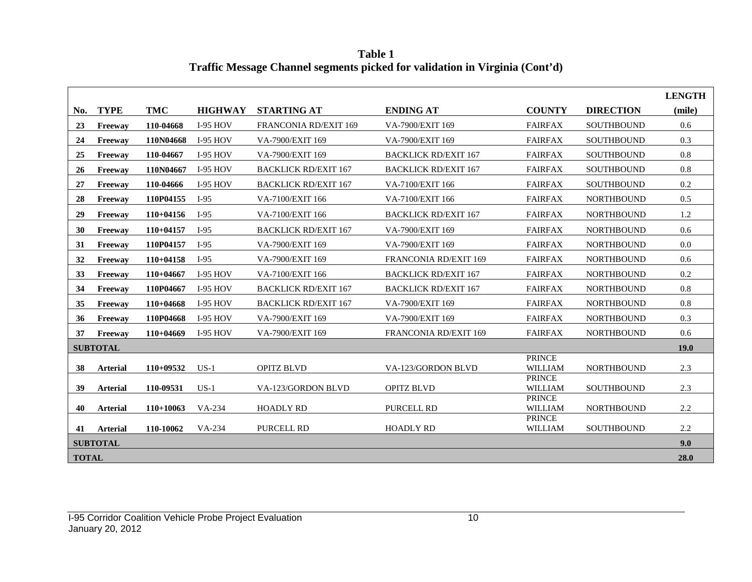**Table 1**
**Traffic Message Channel segments picked for validation in Virginia (Cont'd)**

| No. | TYPE | TMC | HIGHWAY | STARTING AT | ENDING AT | COUNTY | DIRECTION | LENGTH (mile) |
|---|---|---|---|---|---|---|---|---|
| 23 | Freeway | 110-04668 | I-95 HOV | FRANCONIA RD/EXIT 169 | VA-7900/EXIT 169 | FAIRFAX | SOUTHBOUND | 0.6 |
| 24 | Freeway | 110N04668 | I-95 HOV | VA-7900/EXIT 169 | VA-7900/EXIT 169 | FAIRFAX | SOUTHBOUND | 0.3 |
| 25 | Freeway | 110-04667 | I-95 HOV | VA-7900/EXIT 169 | BACKLICK RD/EXIT 167 | FAIRFAX | SOUTHBOUND | 0.8 |
| 26 | Freeway | 110N04667 | I-95 HOV | BACKLICK RD/EXIT 167 | BACKLICK RD/EXIT 167 | FAIRFAX | SOUTHBOUND | 0.8 |
| 27 | Freeway | 110-04666 | I-95 HOV | BACKLICK RD/EXIT 167 | VA-7100/EXIT 166 | FAIRFAX | SOUTHBOUND | 0.2 |
| 28 | Freeway | 110P04155 | I-95 | VA-7100/EXIT 166 | VA-7100/EXIT 166 | FAIRFAX | NORTHBOUND | 0.5 |
| 29 | Freeway | 110+04156 | I-95 | VA-7100/EXIT 166 | BACKLICK RD/EXIT 167 | FAIRFAX | NORTHBOUND | 1.2 |
| 30 | Freeway | 110+04157 | I-95 | BACKLICK RD/EXIT 167 | VA-7900/EXIT 169 | FAIRFAX | NORTHBOUND | 0.6 |
| 31 | Freeway | 110P04157 | I-95 | VA-7900/EXIT 169 | VA-7900/EXIT 169 | FAIRFAX | NORTHBOUND | 0.0 |
| 32 | Freeway | 110+04158 | I-95 | VA-7900/EXIT 169 | FRANCONIA RD/EXIT 169 | FAIRFAX | NORTHBOUND | 0.6 |
| 33 | Freeway | 110+04667 | I-95 HOV | VA-7100/EXIT 166 | BACKLICK RD/EXIT 167 | FAIRFAX | NORTHBOUND | 0.2 |
| 34 | Freeway | 110P04667 | I-95 HOV | BACKLICK RD/EXIT 167 | BACKLICK RD/EXIT 167 | FAIRFAX | NORTHBOUND | 0.8 |
| 35 | Freeway | 110+04668 | I-95 HOV | BACKLICK RD/EXIT 167 | VA-7900/EXIT 169 | FAIRFAX | NORTHBOUND | 0.8 |
| 36 | Freeway | 110P04668 | I-95 HOV | VA-7900/EXIT 169 | VA-7900/EXIT 169 | FAIRFAX | NORTHBOUND | 0.3 |
| 37 | Freeway | 110+04669 | I-95 HOV | VA-7900/EXIT 169 | FRANCONIA RD/EXIT 169 | FAIRFAX | NORTHBOUND | 0.6 |
| **SUBTOTAL** | | | | | | | | **19.0** |
| 38 | Arterial | 110+09532 | US-1 | OPITZ BLVD | VA-123/GORDON BLVD | PRINCE WILLIAM | NORTHBOUND | 2.3 |
| 39 | Arterial | 110-09531 | US-1 | VA-123/GORDON BLVD | OPITZ BLVD | PRINCE WILLIAM | SOUTHBOUND | 2.3 |
| 40 | Arterial | 110+10063 | VA-234 | HOADLY RD | PURCELL RD | PRINCE WILLIAM | NORTHBOUND | 2.2 |
| 41 | Arterial | 110-10062 | VA-234 | PURCELL RD | HOADLY RD | PRINCE WILLIAM | SOUTHBOUND | 2.2 |
| **SUBTOTAL** | | | | | | | | **9.0** |
| **TOTAL** | | | | | | | | **28.0** |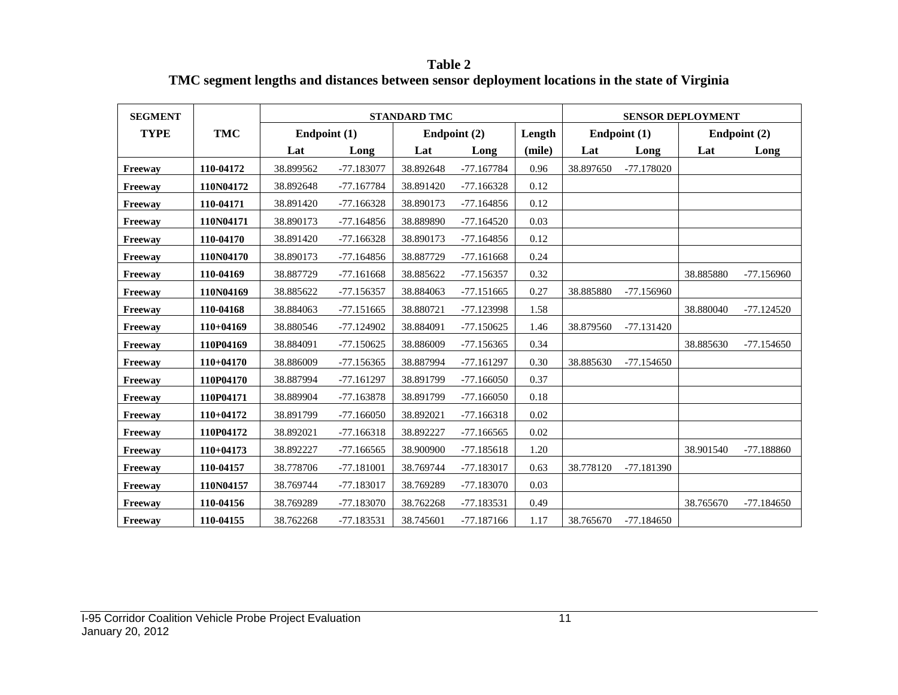**Table 2**
**TMC segment lengths and distances between sensor deployment locations in the state of Virginia**

| SEGMENT TYPE | TMC | STANDARD TMC | | | | | SENSOR DEPLOYMENT | | | |
|---|---|---|---|---|---|---|---|---|---|---|
| | | Endpoint (1) | | Endpoint (2) | | Length | Endpoint (1) | | Endpoint (2) | |
| | | Lat | Long | Lat | Long | (mile) | Lat | Long | Lat | Long |
| Freeway | 110-04172 | 38.899562 | -77.183077 | 38.892648 | -77.167784 | 0.96 | 38.897650 | -77.178020 | | |
| Freeway | 110N04172 | 38.892648 | -77.167784 | 38.891420 | -77.166328 | 0.12 | | | | |
| Freeway | 110-04171 | 38.891420 | -77.166328 | 38.890173 | -77.164856 | 0.12 | | | | |
| Freeway | 110N04171 | 38.890173 | -77.164856 | 38.889890 | -77.164520 | 0.03 | | | | |
| Freeway | 110-04170 | 38.891420 | -77.166328 | 38.890173 | -77.164856 | 0.12 | | | | |
| Freeway | 110N04170 | 38.890173 | -77.164856 | 38.887729 | -77.161668 | 0.24 | | | | |
| Freeway | 110-04169 | 38.887729 | -77.161668 | 38.885622 | -77.156357 | 0.32 | | | 38.885880 | -77.156960 |
| Freeway | 110N04169 | 38.885622 | -77.156357 | 38.884063 | -77.151665 | 0.27 | 38.885880 | -77.156960 | | |
| Freeway | 110-04168 | 38.884063 | -77.151665 | 38.880721 | -77.123998 | 1.58 | | | 38.880040 | -77.124520 |
| Freeway | 110+04169 | 38.880546 | -77.124902 | 38.884091 | -77.150625 | 1.46 | 38.879560 | -77.131420 | | |
| Freeway | 110P04169 | 38.884091 | -77.150625 | 38.886009 | -77.156365 | 0.34 | | | 38.885630 | -77.154650 |
| Freeway | 110+04170 | 38.886009 | -77.156365 | 38.887994 | -77.161297 | 0.30 | 38.885630 | -77.154650 | | |
| Freeway | 110P04170 | 38.887994 | -77.161297 | 38.891799 | -77.166050 | 0.37 | | | | |
| Freeway | 110P04171 | 38.889904 | -77.163878 | 38.891799 | -77.166050 | 0.18 | | | | |
| Freeway | 110+04172 | 38.891799 | -77.166050 | 38.892021 | -77.166318 | 0.02 | | | | |
| Freeway | 110P04172 | 38.892021 | -77.166318 | 38.892227 | -77.166565 | 0.02 | | | | |
| Freeway | 110+04173 | 38.892227 | -77.166565 | 38.900900 | -77.185618 | 1.20 | | | 38.901540 | -77.188860 |
| Freeway | 110-04157 | 38.778706 | -77.181001 | 38.769744 | -77.183017 | 0.63 | 38.778120 | -77.181390 | | |
| Freeway | 110N04157 | 38.769744 | -77.183017 | 38.769289 | -77.183070 | 0.03 | | | | |
| Freeway | 110-04156 | 38.769289 | -77.183070 | 38.762268 | -77.183531 | 0.49 | | | 38.765670 | -77.184650 |
| Freeway | 110-04155 | 38.762268 | -77.183531 | 38.745601 | -77.187166 | 1.17 | 38.765670 | -77.184650 | | |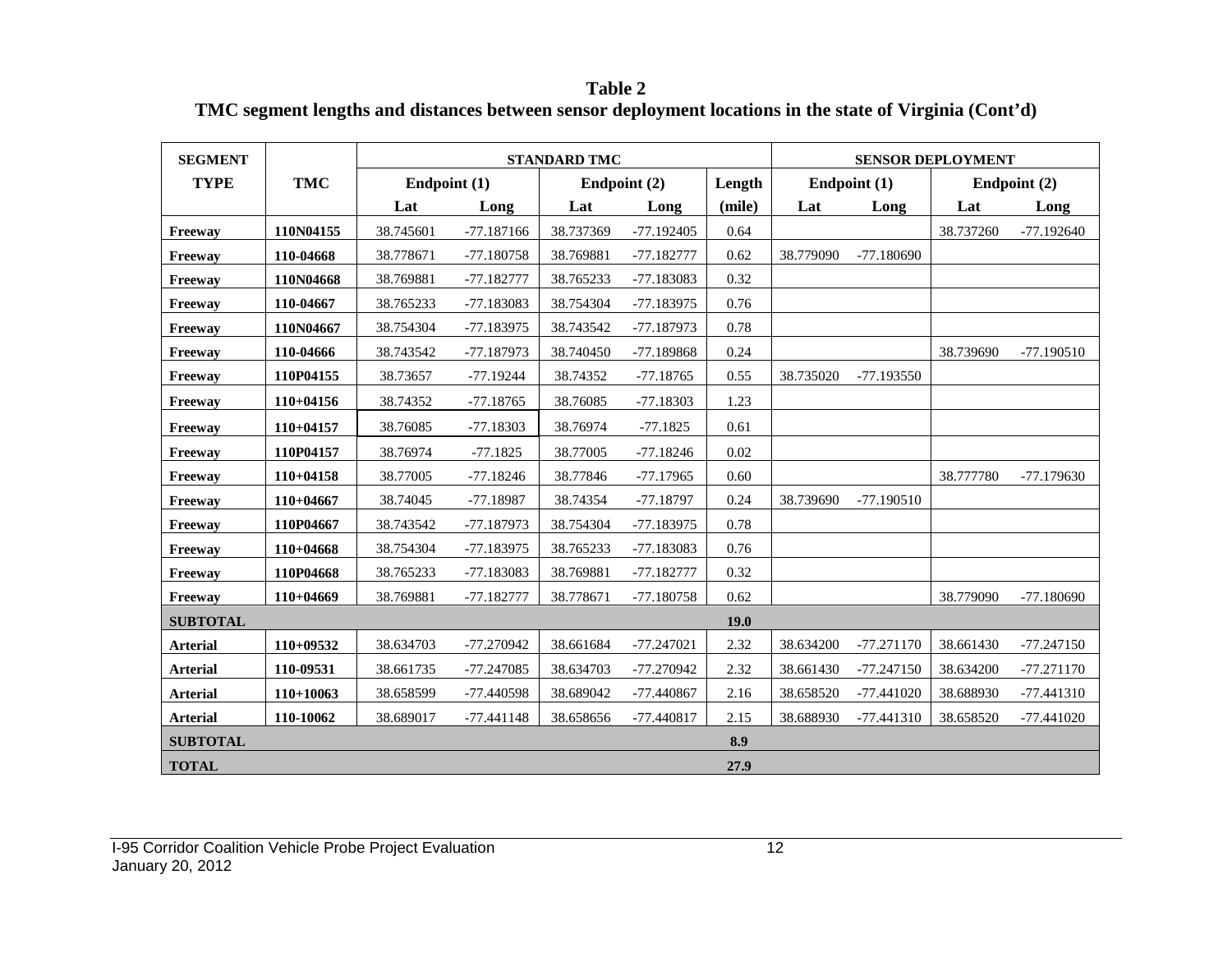**Table 2**
**TMC segment lengths and distances between sensor deployment locations in the state of Virginia (Cont'd)**

| SEGMENT | | STANDARD TMC | | | | | SENSOR DEPLOYMENT | | | |
|---|---|---|---|---|---|---|---|---|---|---|
| TYPE | TMC | Endpoint (1) | | Endpoint (2) | | Length | Endpoint (1) | | Endpoint (2) | |
| | | Lat | Long | Lat | Long | (mile) | Lat | Long | Lat | Long |
| Freeway | 110N04155 | 38.745601 | -77.187166 | 38.737369 | -77.192405 | 0.64 | | | 38.737260 | -77.192640 |
| Freeway | 110-04668 | 38.778671 | -77.180758 | 38.769881 | -77.182777 | 0.62 | 38.779090 | -77.180690 | | |
| Freeway | 110N04668 | 38.769881 | -77.182777 | 38.765233 | -77.183083 | 0.32 | | | | |
| Freeway | 110-04667 | 38.765233 | -77.183083 | 38.754304 | -77.183975 | 0.76 | | | | |
| Freeway | 110N04667 | 38.754304 | -77.183975 | 38.743542 | -77.187973 | 0.78 | | | | |
| Freeway | 110-04666 | 38.743542 | -77.187973 | 38.740450 | -77.189868 | 0.24 | | | 38.739690 | -77.190510 |
| Freeway | 110P04155 | 38.73657 | -77.19244 | 38.74352 | -77.18765 | 0.55 | 38.735020 | -77.193550 | | |
| Freeway | 110+04156 | 38.74352 | -77.18765 | 38.76085 | -77.18303 | 1.23 | | | | |
| Freeway | 110+04157 | 38.76085 | -77.18303 | 38.76974 | -77.1825 | 0.61 | | | | |
| Freeway | 110P04157 | 38.76974 | -77.1825 | 38.77005 | -77.18246 | 0.02 | | | | |
| Freeway | 110+04158 | 38.77005 | -77.18246 | 38.77846 | -77.17965 | 0.60 | | | 38.777780 | -77.179630 |
| Freeway | 110+04667 | 38.74045 | -77.18987 | 38.74354 | -77.18797 | 0.24 | 38.739690 | -77.190510 | | |
| Freeway | 110P04667 | 38.743542 | -77.187973 | 38.754304 | -77.183975 | 0.78 | | | | |
| Freeway | 110+04668 | 38.754304 | -77.183975 | 38.765233 | -77.183083 | 0.76 | | | | |
| Freeway | 110P04668 | 38.765233 | -77.183083 | 38.769881 | -77.182777 | 0.32 | | | | |
| Freeway | 110+04669 | 38.769881 | -77.182777 | 38.778671 | -77.180758 | 0.62 | | | 38.779090 | -77.180690 |
| **SUBTOTAL** | | | | | | **19.0** | | | | |
| Arterial | 110+09532 | 38.634703 | -77.270942 | 38.661684 | -77.247021 | 2.32 | 38.634200 | -77.271170 | 38.661430 | -77.247150 |
| Arterial | 110-09531 | 38.661735 | -77.247085 | 38.634703 | -77.270942 | 2.32 | 38.661430 | -77.247150 | 38.634200 | -77.271170 |
| Arterial | 110+10063 | 38.658599 | -77.440598 | 38.689042 | -77.440867 | 2.16 | 38.658520 | -77.441020 | 38.688930 | -77.441310 |
| Arterial | 110-10062 | 38.689017 | -77.441148 | 38.658656 | -77.440817 | 2.15 | 38.688930 | -77.441310 | 38.658520 | -77.441020 |
| **SUBTOTAL** | | | | | | **8.9** | | | | |
| **TOTAL** | | | | | | **27.9** | | | | |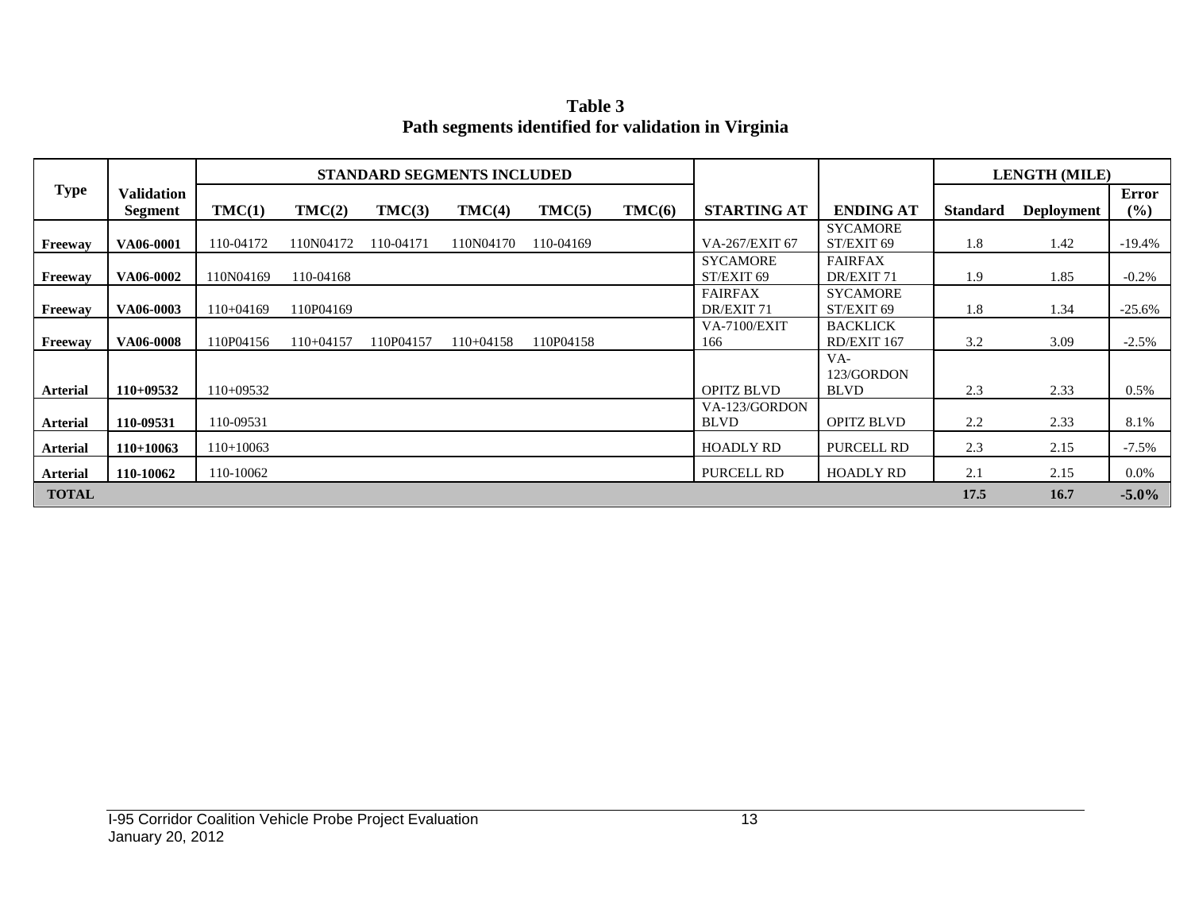**Table 3**
**Path segments identified for validation in Virginia**

| Type | Validation Segment | STANDARD SEGMENTS INCLUDED | | | | | | STARTING AT | ENDING AT | LENGTH (MILE) | | |
|---|---|---|---|---|---|---|---|---|---|---|---|---|
| | | TMC(1) | TMC(2) | TMC(3) | TMC(4) | TMC(5) | TMC(6) | | | Standard | Deployment | Error (%) |
| **Freeway** | **VA06-0001** | 110-04172 | 110N04172 | 110-04171 | 110N04170 | 110-04169 | | VA-267/EXIT 67 | SYCAMORE ST/EXIT 69 | 1.8 | 1.42 | -19.4% |
| **Freeway** | **VA06-0002** | 110N04169 | 110-04168 | | | | | SYCAMORE ST/EXIT 69 | FAIRFAX DR/EXIT 71 | 1.9 | 1.85 | -0.2% |
| **Freeway** | **VA06-0003** | 110+04169 | 110P04169 | | | | | FAIRFAX DR/EXIT 71 | SYCAMORE ST/EXIT 69 | 1.8 | 1.34 | -25.6% |
| **Freeway** | **VA06-0008** | 110P04156 | 110+04157 | 110P04157 | 110+04158 | 110P04158 | | VA-7100/EXIT 166 | BACKLICK RD/EXIT 167 | 3.2 | 3.09 | -2.5% |
| **Arterial** | **110+09532** | 110+09532 | | | | | | OPITZ BLVD | VA-123/GORDON BLVD | 2.3 | 2.33 | 0.5% |
| **Arterial** | **110-09531** | 110-09531 | | | | | | VA-123/GORDON BLVD | OPITZ BLVD | 2.2 | 2.33 | 8.1% |
| **Arterial** | **110+10063** | 110+10063 | | | | | | HOADLY RD | PURCELL RD | 2.3 | 2.15 | -7.5% |
| **Arterial** | **110-10062** | 110-10062 | | | | | | PURCELL RD | HOADLY RD | 2.1 | 2.15 | 0.0% |
| **TOTAL** | | | | | | | | | | **17.5** | **16.7** | **-5.0%** |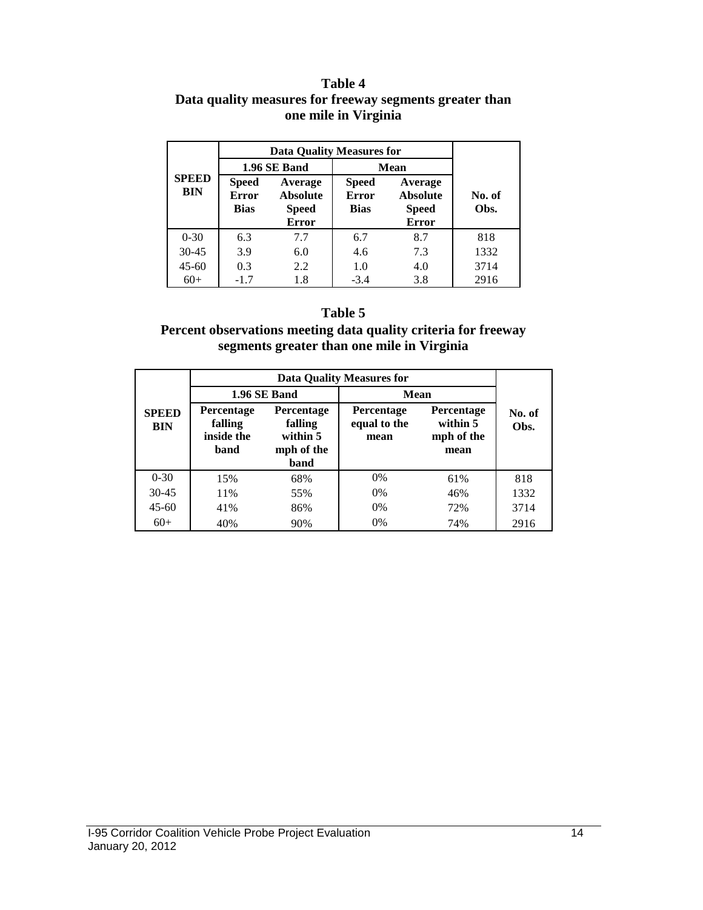**Table 4**
**Data quality measures for freeway segments greater than one mile in Virginia**

| SPEED BIN | Data Quality Measures for | | | | No. of Obs. |
|---|---|---|---|---|---|
| | 1.96 SE Band | | Mean | | |
| | Speed Error Bias | Average Absolute Speed Error | Speed Error Bias | Average Absolute Speed Error | |
| 0-30 | 6.3 | 7.7 | 6.7 | 8.7 | 818 |
| 30-45 | 3.9 | 6.0 | 4.6 | 7.3 | 1332 |
| 45-60 | 0.3 | 2.2 | 1.0 | 4.0 | 3714 |
| 60+ | -1.7 | 1.8 | -3.4 | 3.8 | 2916 |

**Table 5**
**Percent observations meeting data quality criteria for freeway segments greater than one mile in Virginia**

| SPEED BIN | Data Quality Measures for | | | | No. of Obs. |
|---|---|---|---|---|---|
| | 1.96 SE Band | | Mean | | |
| | Percentage falling inside the band | Percentage falling within 5 mph of the band | Percentage equal to the mean | Percentage within 5 mph of the mean | |
| 0-30 | 15% | 68% | 0% | 61% | 818 |
| 30-45 | 11% | 55% | 0% | 46% | 1332 |
| 45-60 | 41% | 86% | 0% | 72% | 3714 |
| 60+ | 40% | 90% | 0% | 74% | 2916 |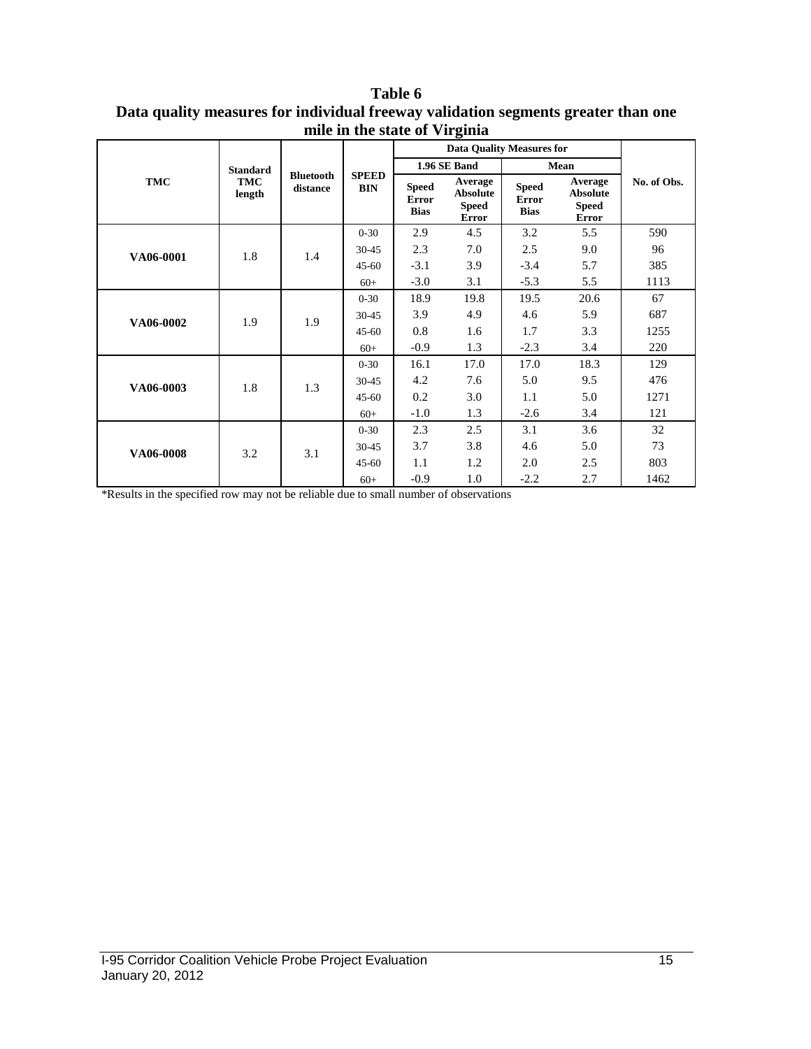**Table 6**
**Data quality measures for individual freeway validation segments greater than one mile in the state of Virginia**

| TMC | Standard TMC length | Bluetooth distance | SPEED BIN | Data Quality Measures for | | | | No. of Obs. |
|---|---|---|---|---|---|---|---|---|
| | | | | 1.96 SE Band | | Mean | | |
| | | | | Speed Error Bias | Average Absolute Speed Error | Speed Error Bias | Average Absolute Speed Error | |
| **VA06-0001** | 1.8 | 1.4 | 0-30 | 2.9 | 4.5 | 3.2 | 5.5 | 590 |
| | | | 30-45 | 2.3 | 7.0 | 2.5 | 9.0 | 96 |
| | | | 45-60 | -3.1 | 3.9 | -3.4 | 5.7 | 385 |
| | | | 60+ | -3.0 | 3.1 | -5.3 | 5.5 | 1113 |
| **VA06-0002** | 1.9 | 1.9 | 0-30 | 18.9 | 19.8 | 19.5 | 20.6 | 67 |
| | | | 30-45 | 3.9 | 4.9 | 4.6 | 5.9 | 687 |
| | | | 45-60 | 0.8 | 1.6 | 1.7 | 3.3 | 1255 |
| | | | 60+ | -0.9 | 1.3 | -2.3 | 3.4 | 220 |
| **VA06-0003** | 1.8 | 1.3 | 0-30 | 16.1 | 17.0 | 17.0 | 18.3 | 129 |
| | | | 30-45 | 4.2 | 7.6 | 5.0 | 9.5 | 476 |
| | | | 45-60 | 0.2 | 3.0 | 1.1 | 5.0 | 1271 |
| | | | 60+ | -1.0 | 1.3 | -2.6 | 3.4 | 121 |
| **VA06-0008** | 3.2 | 3.1 | 0-30 | 2.3 | 2.5 | 3.1 | 3.6 | 32 |
| | | | 30-45 | 3.7 | 3.8 | 4.6 | 5.0 | 73 |
| | | | 45-60 | 1.1 | 1.2 | 2.0 | 2.5 | 803 |
| | | | 60+ | -0.9 | 1.0 | -2.2 | 2.7 | 1462 |

*Results in the specified row may not be reliable due to small number of observations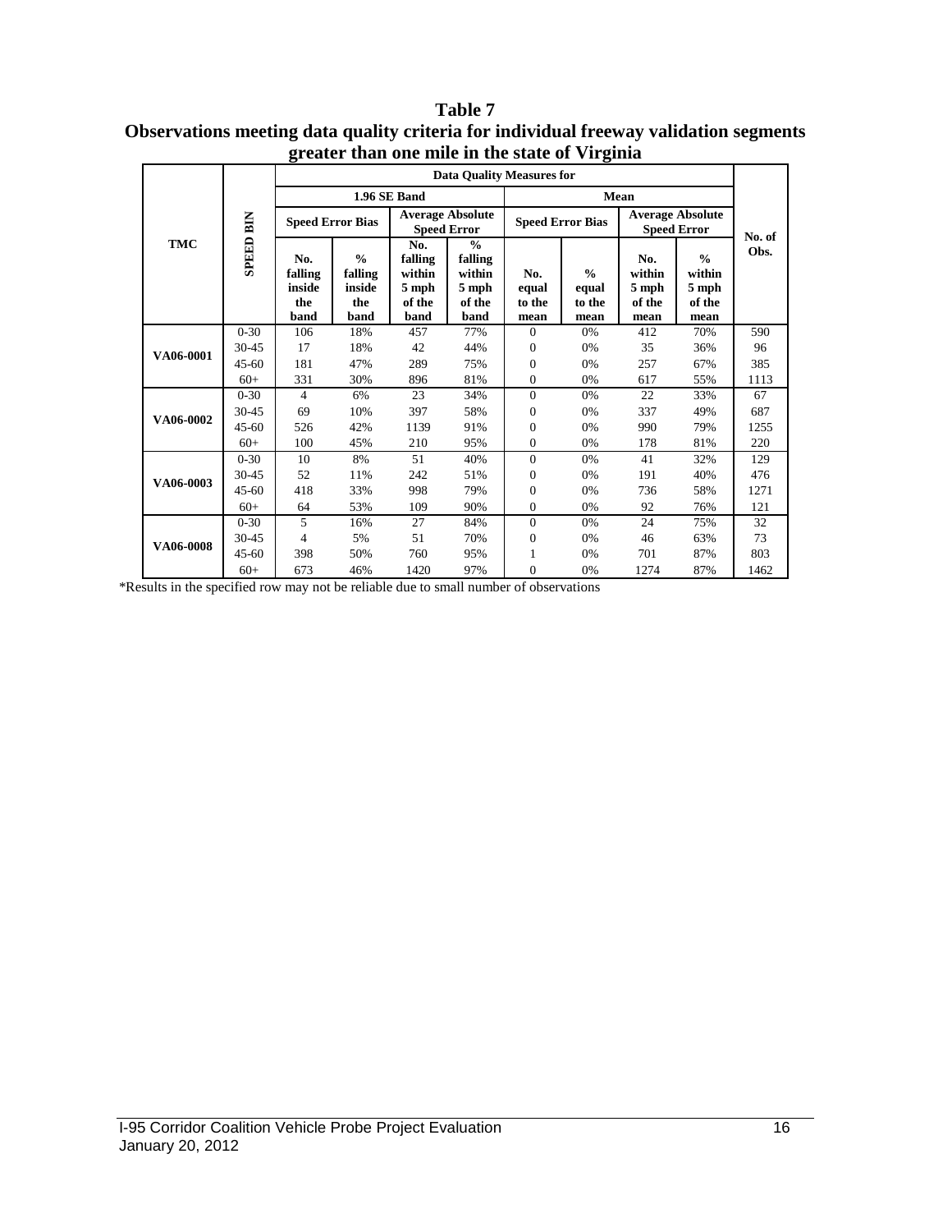**Table 7**
**Observations meeting data quality criteria for individual freeway validation segments greater than one mile in the state of Virginia**

| TMC | SPEED BIN | Data Quality Measures for | | | | | | | | No. of Obs. |
|---|---|---|---|---|---|---|---|---|---|---|
| | | 1.96 SE Band | | | | Mean | | | | |
| | | Speed Error Bias | | Average Absolute Speed Error | | Speed Error Bias | | Average Absolute Speed Error | | |
| | | No. falling inside the band | % falling inside the band | No. falling within 5 mph of the band | % falling within 5 mph of the band | No. equal to the mean | % equal to the mean | No. within 5 mph of the mean | % within 5 mph of the mean | |
| VA06-0001 | 0-30 | 106 | 18% | 457 | 77% | 0 | 0% | 412 | 70% | 590 |
| | 30-45 | 17 | 18% | 42 | 44% | 0 | 0% | 35 | 36% | 96 |
| | 45-60 | 181 | 47% | 289 | 75% | 0 | 0% | 257 | 67% | 385 |
| | 60+ | 331 | 30% | 896 | 81% | 0 | 0% | 617 | 55% | 1113 |
| VA06-0002 | 0-30 | 4 | 6% | 23 | 34% | 0 | 0% | 22 | 33% | 67 |
| | 30-45 | 69 | 10% | 397 | 58% | 0 | 0% | 337 | 49% | 687 |
| | 45-60 | 526 | 42% | 1139 | 91% | 0 | 0% | 990 | 79% | 1255 |
| | 60+ | 100 | 45% | 210 | 95% | 0 | 0% | 178 | 81% | 220 |
| VA06-0003 | 0-30 | 10 | 8% | 51 | 40% | 0 | 0% | 41 | 32% | 129 |
| | 30-45 | 52 | 11% | 242 | 51% | 0 | 0% | 191 | 40% | 476 |
| | 45-60 | 418 | 33% | 998 | 79% | 0 | 0% | 736 | 58% | 1271 |
| | 60+ | 64 | 53% | 109 | 90% | 0 | 0% | 92 | 76% | 121 |
| VA06-0008 | 0-30 | 5 | 16% | 27 | 84% | 0 | 0% | 24 | 75% | 32 |
| | 30-45 | 4 | 5% | 51 | 70% | 0 | 0% | 46 | 63% | 73 |
| | 45-60 | 398 | 50% | 760 | 95% | 1 | 0% | 701 | 87% | 803 |
| | 60+ | 673 | 46% | 1420 | 97% | 0 | 0% | 1274 | 87% | 1462 |

*Results in the specified row may not be reliable due to small number of observations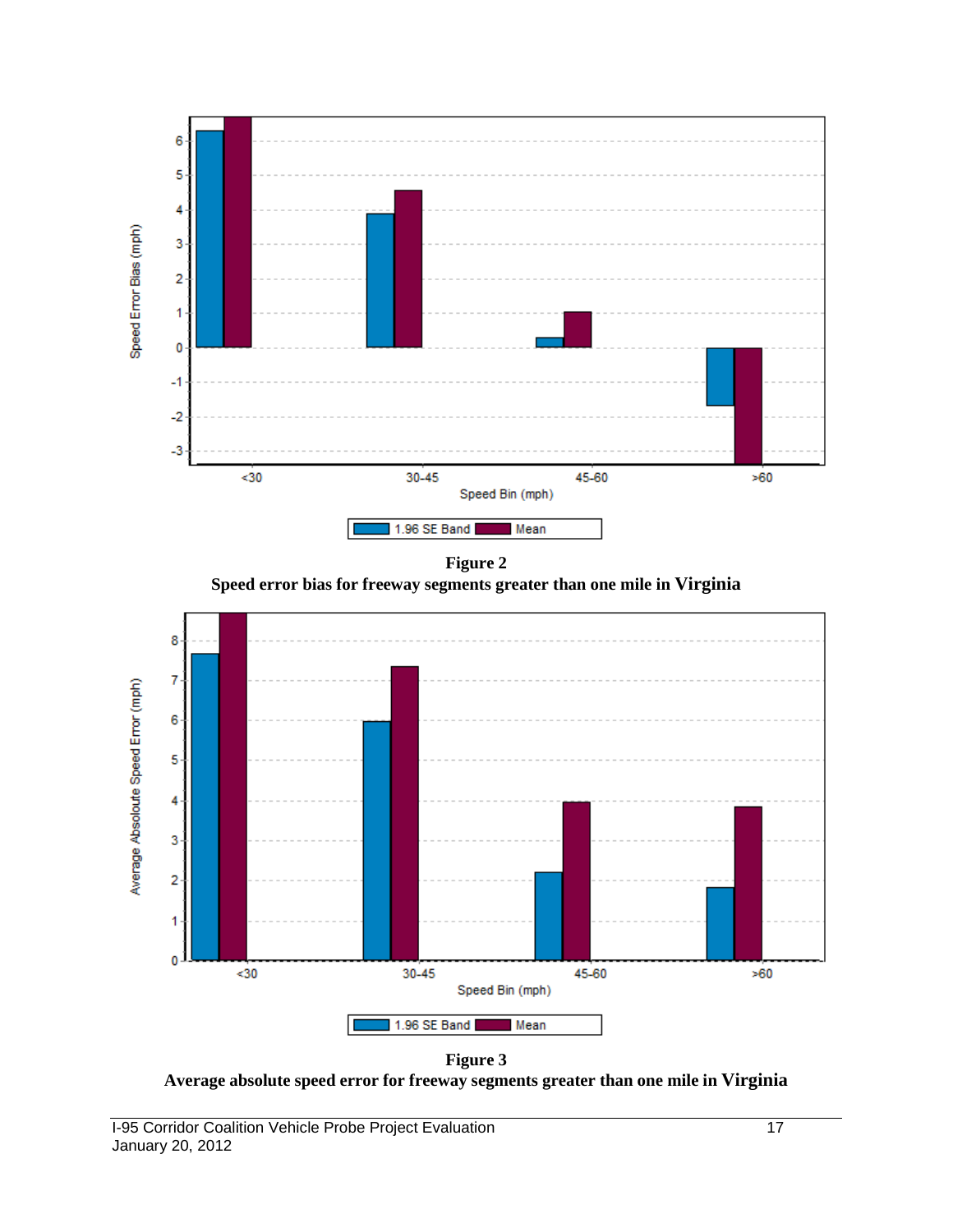Speed Error Bias (mph)

6
5
4
3
2
1
0
-1
-2
-3

<30
30-45
45-60
>60

Speed Bin (mph)

1.96 SE Band
Mean

**Figure 2**
**Speed error bias for freeway segments greater than one mile in Virginia**

Average Absoloute Speed Error (mph)

8
7
6
5
4
3
2
1
0

<30
30-45
45-60
>60

Speed Bin (mph)

1.96 SE Band
Mean

**Figure 3**
**Average absolute speed error for freeway segments greater than one mile in Virginia**